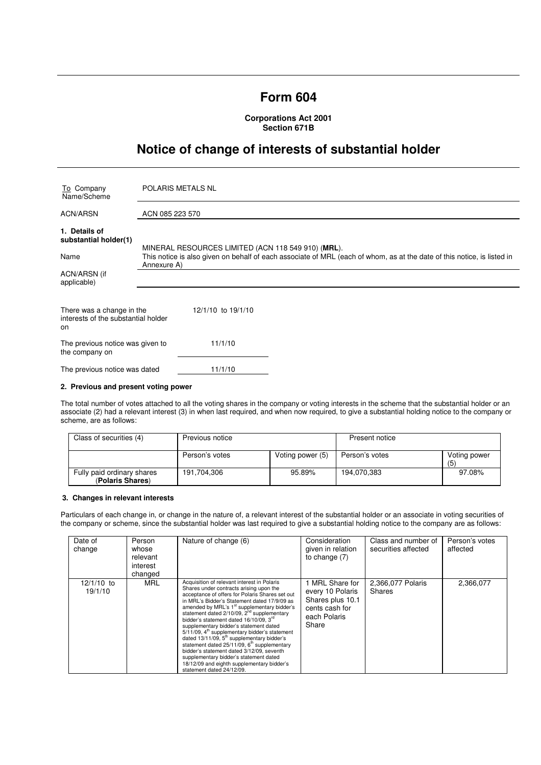# Form 604

**Corporations Act 2001**
**Section 671B**

## Notice of change of interests of substantial holder

| | |
|---|---|
| To Company Name/Scheme | POLARIS METALS NL |
| ACN/ARSN | ACN 085 223 570 |

**1. Details of substantial holder(1)**

| | |
|---|---|
| Name | MINERAL RESOURCES LIMITED (ACN 118 549 910) (**MRL**). This notice is also given on behalf of each associate of MRL (each of whom, as at the date of this notice, is listed in Annexure A) |
| ACN/ARSN (if applicable) | |

| | |
|---|---|
| There was a change in the interests of the substantial holder on | 12/1/10 to 19/1/10 |
| The previous notice was given to the company on | 11/1/10 |
| The previous notice was dated | 11/1/10 |

### 2. Previous and present voting power

The total number of votes attached to all the voting shares in the company or voting interests in the scheme that the substantial holder or an associate (2) had a relevant interest (3) in when last required, and when now required, to give a substantial holding notice to the company or scheme, are as follows:

| Class of securities (4) | Previous notice | | Present notice | |
|---|---|---|---|---|
| | Person's votes | Voting power (5) | Person's votes | Voting power (5) |
| Fully paid ordinary shares (**Polaris Shares**) | 191,704,306 | 95.89% | 194,070,383 | 97.08% |

### 3. Changes in relevant interests

Particulars of each change in, or change in the nature of, a relevant interest of the substantial holder or an associate in voting securities of the company or scheme, since the substantial holder was last required to give a substantial holding notice to the company are as follows:

| Date of change | Person whose relevant interest changed | Nature of change (6) | Consideration given in relation to change (7) | Class and number of securities affected | Person's votes affected |
|---|---|---|---|---|---|
| 12/1/10 to 19/1/10 | MRL | Acquisition of relevant interest in Polaris Shares under contracts arising upon the acceptance of offers for Polaris Shares set out in MRL's Bidder's Statement dated 17/9/09 as amended by MRL's 1st supplementary bidder's statement dated 2/10/09, 2nd supplementary bidder's statement dated 16/10/09, 3rd supplementary bidder's statement dated 5/11/09, 4th supplementary bidder's statement dated 13/11/09, 5th supplementary bidder's statement dated 25/11/09, 6th supplementary bidder's statement dated 3/12/09, seventh supplementary bidder's statement dated 18/12/09 and eighth supplementary bidder's statement dated 24/12/09. | 1 MRL Share for every 10 Polaris Shares plus 10.1 cents cash for each Polaris Share | 2,366,077 Polaris Shares | 2,366,077 |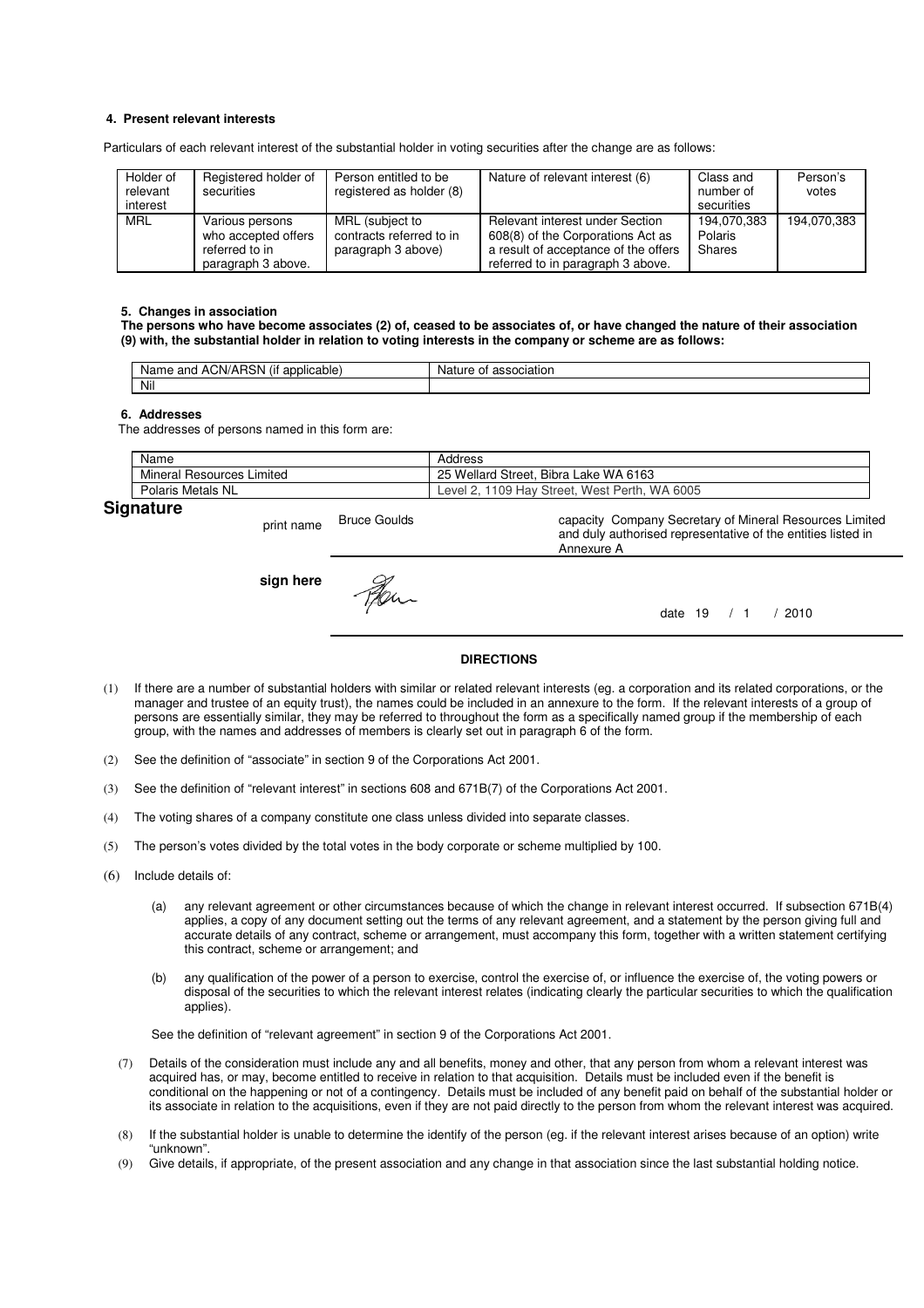#### 4. Present relevant interests

Particulars of each relevant interest of the substantial holder in voting securities after the change are as follows:

| Holder of relevant interest | Registered holder of securities | Person entitled to be registered as holder (8) | Nature of relevant interest (6) | Class and number of securities | Person's votes |
|---|---|---|---|---|---|
| MRL | Various persons who accepted offers referred to in paragraph 3 above. | MRL (subject to contracts referred to in paragraph 3 above) | Relevant interest under Section 608(8) of the Corporations Act as a result of acceptance of the offers referred to in paragraph 3 above. | 194,070,383 Polaris Shares | 194,070,383 |

#### 5. Changes in association

**The persons who have become associates (2) of, ceased to be associates of, or have changed the nature of their association (9) with, the substantial holder in relation to voting interests in the company or scheme are as follows:**

| Name and ACN/ARSN (if applicable) | Nature of association |
|---|---|
| Nil | |

#### 6. Addresses

The addresses of persons named in this form are:

| Name | Address |
|---|---|
| Mineral Resources Limited | 25 Wellard Street, Bibra Lake WA 6163 |
| Polaris Metals NL | Level 2, 1109 Hay Street, West Perth, WA 6005 |

## Signature

print name Bruce Goulds

capacity Company Secretary of Mineral Resources Limited and duly authorised representative of the entities listed in Annexure A

**sign here**

date 19 / 1 / 2010

**DIRECTIONS**

(1) If there are a number of substantial holders with similar or related relevant interests (eg. a corporation and its related corporations, or the manager and trustee of an equity trust), the names could be included in an annexure to the form. If the relevant interests of a group of persons are essentially similar, they may be referred to throughout the form as a specifically named group if the membership of each group, with the names and addresses of members is clearly set out in paragraph 6 of the form.

(2) See the definition of "associate" in section 9 of the Corporations Act 2001.

(3) See the definition of "relevant interest" in sections 608 and 671B(7) of the Corporations Act 2001.

(4) The voting shares of a company constitute one class unless divided into separate classes.

(5) The person's votes divided by the total votes in the body corporate or scheme multiplied by 100.

(6) Include details of:

(a) any relevant agreement or other circumstances because of which the change in relevant interest occurred. If subsection 671B(4) applies, a copy of any document setting out the terms of any relevant agreement, and a statement by the person giving full and accurate details of any contract, scheme or arrangement, must accompany this form, together with a written statement certifying this contract, scheme or arrangement; and

(b) any qualification of the power of a person to exercise, control the exercise of, or influence the exercise of, the voting powers or disposal of the securities to which the relevant interest relates (indicating clearly the particular securities to which the qualification applies).

See the definition of "relevant agreement" in section 9 of the Corporations Act 2001.

(7) Details of the consideration must include any and all benefits, money and other, that any person from whom a relevant interest was acquired has, or may, become entitled to receive in relation to that acquisition. Details must be included even if the benefit is conditional on the happening or not of a contingency. Details must be included of any benefit paid on behalf of the substantial holder or its associate in relation to the acquisitions, even if they are not paid directly to the person from whom the relevant interest was acquired.

(8) If the substantial holder is unable to determine the identify of the person (eg. if the relevant interest arises because of an option) write "unknown".

(9) Give details, if appropriate, of the present association and any change in that association since the last substantial holding notice.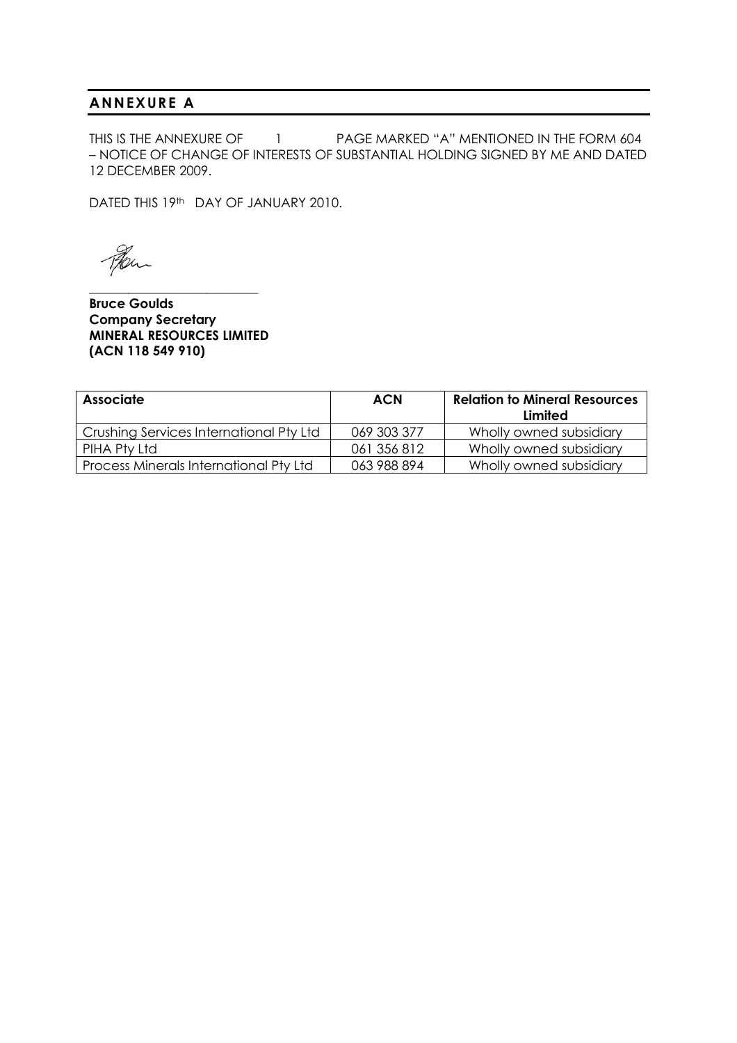## ANNEXURE A

THIS IS THE ANNEXURE OF 1 PAGE MARKED "A" MENTIONED IN THE FORM 604 – NOTICE OF CHANGE OF INTERESTS OF SUBSTANTIAL HOLDING SIGNED BY ME AND DATED 12 DECEMBER 2009.

DATED THIS 19th DAY OF JANUARY 2010.

\_\_\_\_\_\_\_\_\_\_\_\_\_\_\_\_\_\_\_\_\_\_\_\_\_\_\_\_

**Bruce Goulds**
**Company Secretary**
**MINERAL RESOURCES LIMITED**
**(ACN 118 549 910)**

| Associate | ACN | Relation to Mineral Resources Limited |
|---|---|---|
| Crushing Services International Pty Ltd | 069 303 377 | Wholly owned subsidiary |
| PIHA Pty Ltd | 061 356 812 | Wholly owned subsidiary |
| Process Minerals International Pty Ltd | 063 988 894 | Wholly owned subsidiary |